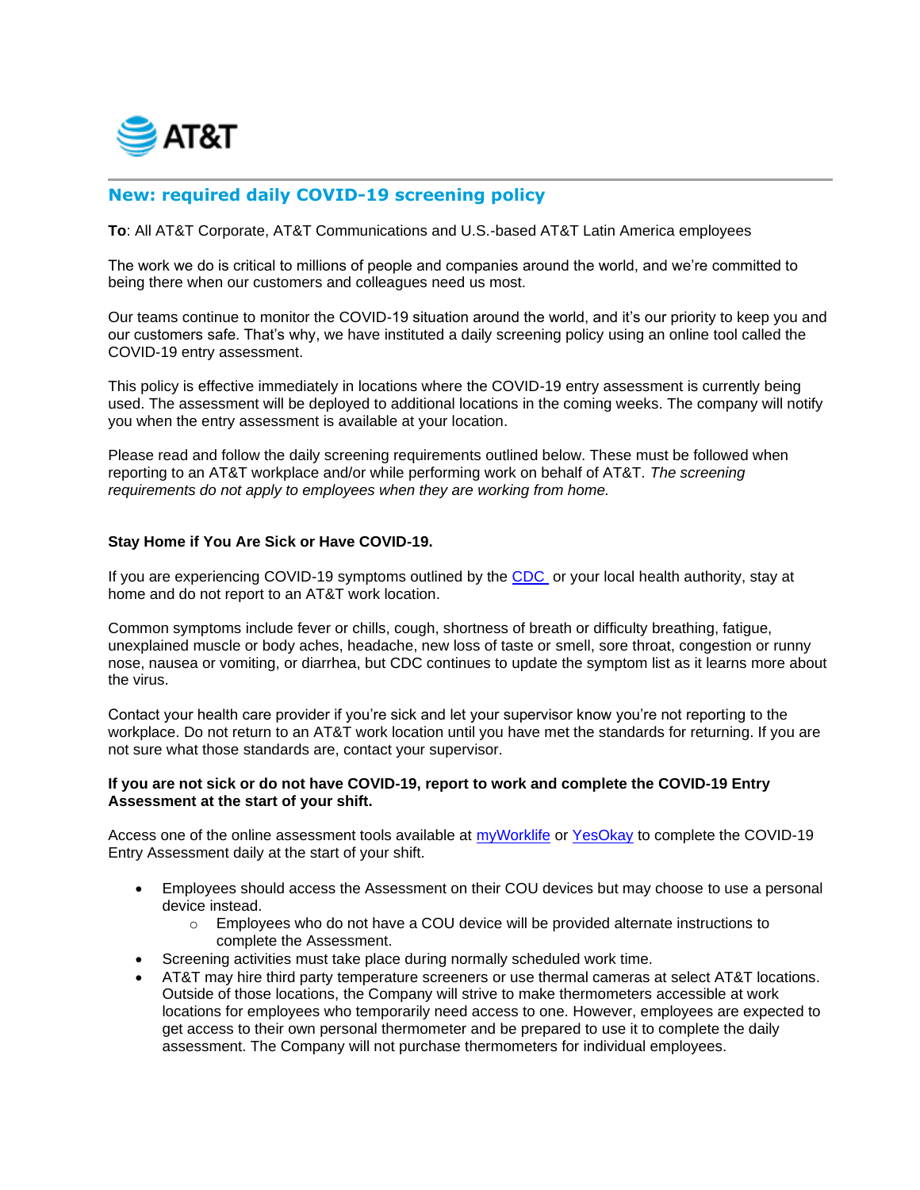AT&T

## New: required daily COVID-19 screening policy

**To**: All AT&T Corporate, AT&T Communications and U.S.-based AT&T Latin America employees

The work we do is critical to millions of people and companies around the world, and we're committed to being there when our customers and colleagues need us most.

Our teams continue to monitor the COVID-19 situation around the world, and it's our priority to keep you and our customers safe. That's why, we have instituted a daily screening policy using an online tool called the COVID-19 entry assessment.

This policy is effective immediately in locations where the COVID-19 entry assessment is currently being used. The assessment will be deployed to additional locations in the coming weeks. The company will notify you when the entry assessment is available at your location.

Please read and follow the daily screening requirements outlined below. These must be followed when reporting to an AT&T workplace and/or while performing work on behalf of AT&T. *The screening requirements do not apply to employees when they are working from home.*

**Stay Home if You Are Sick or Have COVID-19.**

If you are experiencing COVID-19 symptoms outlined by the CDC or your local health authority, stay at home and do not report to an AT&T work location.

Common symptoms include fever or chills, cough, shortness of breath or difficulty breathing, fatigue, unexplained muscle or body aches, headache, new loss of taste or smell, sore throat, congestion or runny nose, nausea or vomiting, or diarrhea, but CDC continues to update the symptom list as it learns more about the virus.

Contact your health care provider if you're sick and let your supervisor know you're not reporting to the workplace. Do not return to an AT&T work location until you have met the standards for returning. If you are not sure what those standards are, contact your supervisor.

**If you are not sick or do not have COVID-19, report to work and complete the COVID-19 Entry Assessment at the start of your shift.**

Access one of the online assessment tools available at myWorklife or YesOkay to complete the COVID-19 Entry Assessment daily at the start of your shift.

- Employees should access the Assessment on their COU devices but may choose to use a personal device instead.
  - Employees who do not have a COU device will be provided alternate instructions to complete the Assessment.
- Screening activities must take place during normally scheduled work time.
- AT&T may hire third party temperature screeners or use thermal cameras at select AT&T locations. Outside of those locations, the Company will strive to make thermometers accessible at work locations for employees who temporarily need access to one. However, employees are expected to get access to their own personal thermometer and be prepared to use it to complete the daily assessment. The Company will not purchase thermometers for individual employees.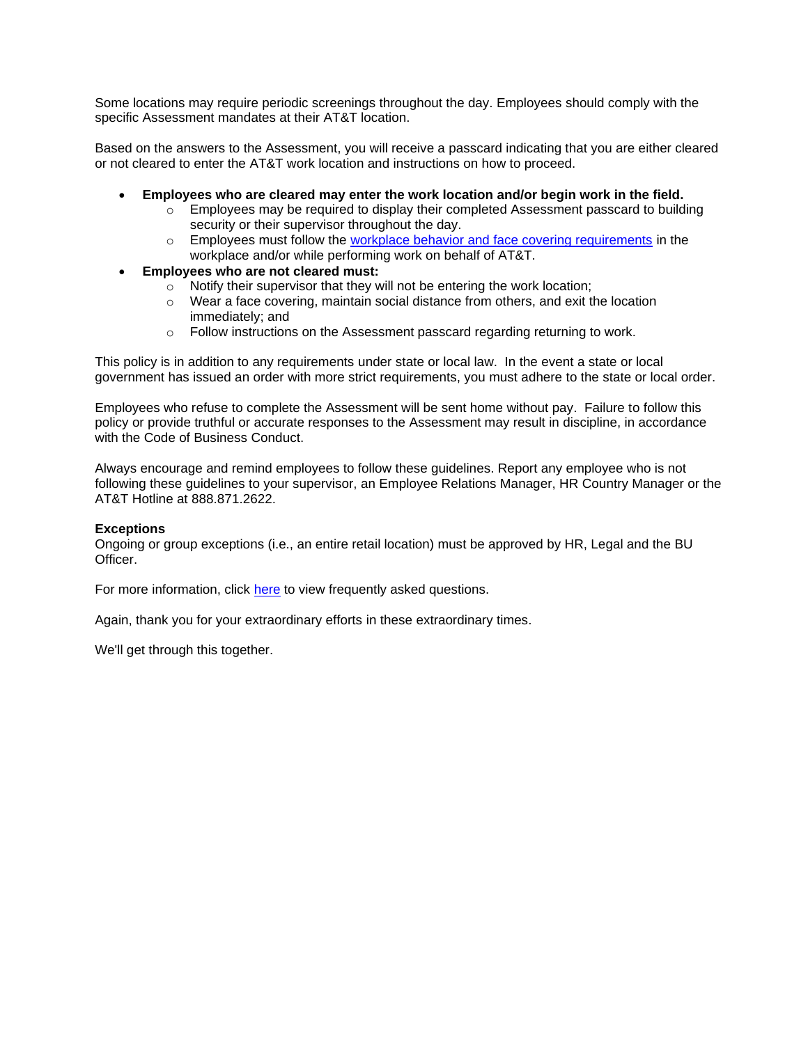Some locations may require periodic screenings throughout the day. Employees should comply with the specific Assessment mandates at their AT&T location.

Based on the answers to the Assessment, you will receive a passcard indicating that you are either cleared or not cleared to enter the AT&T work location and instructions on how to proceed.

- **Employees who are cleared may enter the work location and/or begin work in the field.**
  - Employees may be required to display their completed Assessment passcard to building security or their supervisor throughout the day.
  - Employees must follow the workplace behavior and face covering requirements in the workplace and/or while performing work on behalf of AT&T.
- **Employees who are not cleared must:**
  - Notify their supervisor that they will not be entering the work location;
  - Wear a face covering, maintain social distance from others, and exit the location immediately; and
  - Follow instructions on the Assessment passcard regarding returning to work.

This policy is in addition to any requirements under state or local law. In the event a state or local government has issued an order with more strict requirements, you must adhere to the state or local order.

Employees who refuse to complete the Assessment will be sent home without pay. Failure to follow this policy or provide truthful or accurate responses to the Assessment may result in discipline, in accordance with the Code of Business Conduct.

Always encourage and remind employees to follow these guidelines. Report any employee who is not following these guidelines to your supervisor, an Employee Relations Manager, HR Country Manager or the AT&T Hotline at 888.871.2622.

**Exceptions**
Ongoing or group exceptions (i.e., an entire retail location) must be approved by HR, Legal and the BU Officer.

For more information, click here to view frequently asked questions.

Again, thank you for your extraordinary efforts in these extraordinary times.

We'll get through this together.